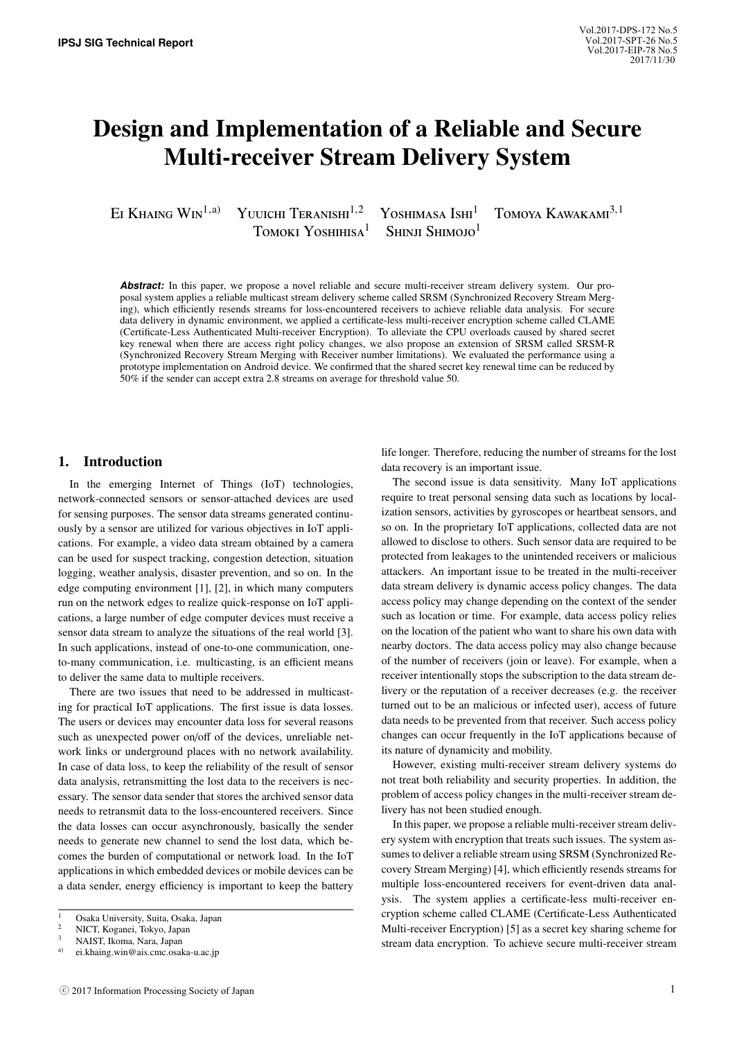# Design and Implementation of a Reliable and Secure Multi-receiver Stream Delivery System

Ei Khaing Win[1,a)] Yuuichi Teranishi[1,2] Yoshimasa Ishi[1] Tomoya Kawakami[3,1] Tomoki Yoshihisa[1] Shinji Shimojo[1]

***Abstract:*** In this paper, we propose a novel reliable and secure multi-receiver stream delivery system. Our proposal system applies a reliable multicast stream delivery scheme called SRSM (Synchronized Recovery Stream Merging), which efficiently resends streams for loss-encountered receivers to achieve reliable data analysis. For secure data delivery in dynamic environment, we applied a certificate-less multi-receiver encryption scheme called CLAME (Certificate-Less Authenticated Multi-receiver Encryption). To alleviate the CPU overloads caused by shared secret key renewal when there are access right policy changes, we also propose an extension of SRSM called SRSM-R (Synchronized Recovery Stream Merging with Receiver number limitations). We evaluated the performance using a prototype implementation on Android device. We confirmed that the shared secret key renewal time can be reduced by 50% if the sender can accept extra 2.8 streams on average for threshold value 50.

## 1. Introduction

In the emerging Internet of Things (IoT) technologies, network-connected sensors or sensor-attached devices are used for sensing purposes. The sensor data streams generated continuously by a sensor are utilized for various objectives in IoT applications. For example, a video data stream obtained by a camera can be used for suspect tracking, congestion detection, situation logging, weather analysis, disaster prevention, and so on. In the edge computing environment [1], [2], in which many computers run on the network edges to realize quick-response on IoT applications, a large number of edge computer devices must receive a sensor data stream to analyze the situations of the real world [3]. In such applications, instead of one-to-one communication, one-to-many communication, i.e. multicasting, is an efficient means to deliver the same data to multiple receivers.

There are two issues that need to be addressed in multicasting for practical IoT applications. The first issue is data losses. The users or devices may encounter data loss for several reasons such as unexpected power on/off of the devices, unreliable network links or underground places with no network availability. In case of data loss, to keep the reliability of the result of sensor data analysis, retransmitting the lost data to the receivers is necessary. The sensor data sender that stores the archived sensor data needs to retransmit data to the loss-encountered receivers. Since the data losses can occur asynchronously, basically the sender needs to generate new channel to send the lost data, which becomes the burden of computational or network load. In the IoT applications in which embedded devices or mobile devices can be a data sender, energy efficiency is important to keep the battery life longer. Therefore, reducing the number of streams for the lost data recovery is an important issue.

The second issue is data sensitivity. Many IoT applications require to treat personal sensing data such as locations by localization sensors, activities by gyroscopes or heartbeat sensors, and so on. In the proprietary IoT applications, collected data are not allowed to disclose to others. Such sensor data are required to be protected from leakages to the unintended receivers or malicious attackers. An important issue to be treated in the multi-receiver data stream delivery is dynamic access policy changes. The data access policy may change depending on the context of the sender such as location or time. For example, data access policy relies on the location of the patient who want to share his own data with nearby doctors. The data access policy may also change because of the number of receivers (join or leave). For example, when a receiver intentionally stops the subscription to the data stream delivery or the reputation of a receiver decreases (e.g. the receiver turned out to be an malicious or infected user), access of future data needs to be prevented from that receiver. Such access policy changes can occur frequently in the IoT applications because of its nature of dynamicity and mobility.

However, existing multi-receiver stream delivery systems do not treat both reliability and security properties. In addition, the problem of access policy changes in the multi-receiver stream delivery has not been studied enough.

In this paper, we propose a reliable multi-receiver stream delivery system with encryption that treats such issues. The system assumes to deliver a reliable stream using SRSM (Synchronized Recovery Stream Merging) [4], which efficiently resends streams for multiple loss-encountered receivers for event-driven data analysis. The system applies a certificate-less multi-receiver encryption scheme called CLAME (Certificate-Less Authenticated Multi-receiver Encryption) [5] as a secret key sharing scheme for stream data encryption. To achieve secure multi-receiver stream

---

[1] Osaka University, Suita, Osaka, Japan
[2] NICT, Koganei, Tokyo, Japan
[3] NAIST, Ikoma, Nara, Japan
[a)] ei.khaing.win@ais.cmc.osaka-u.ac.jp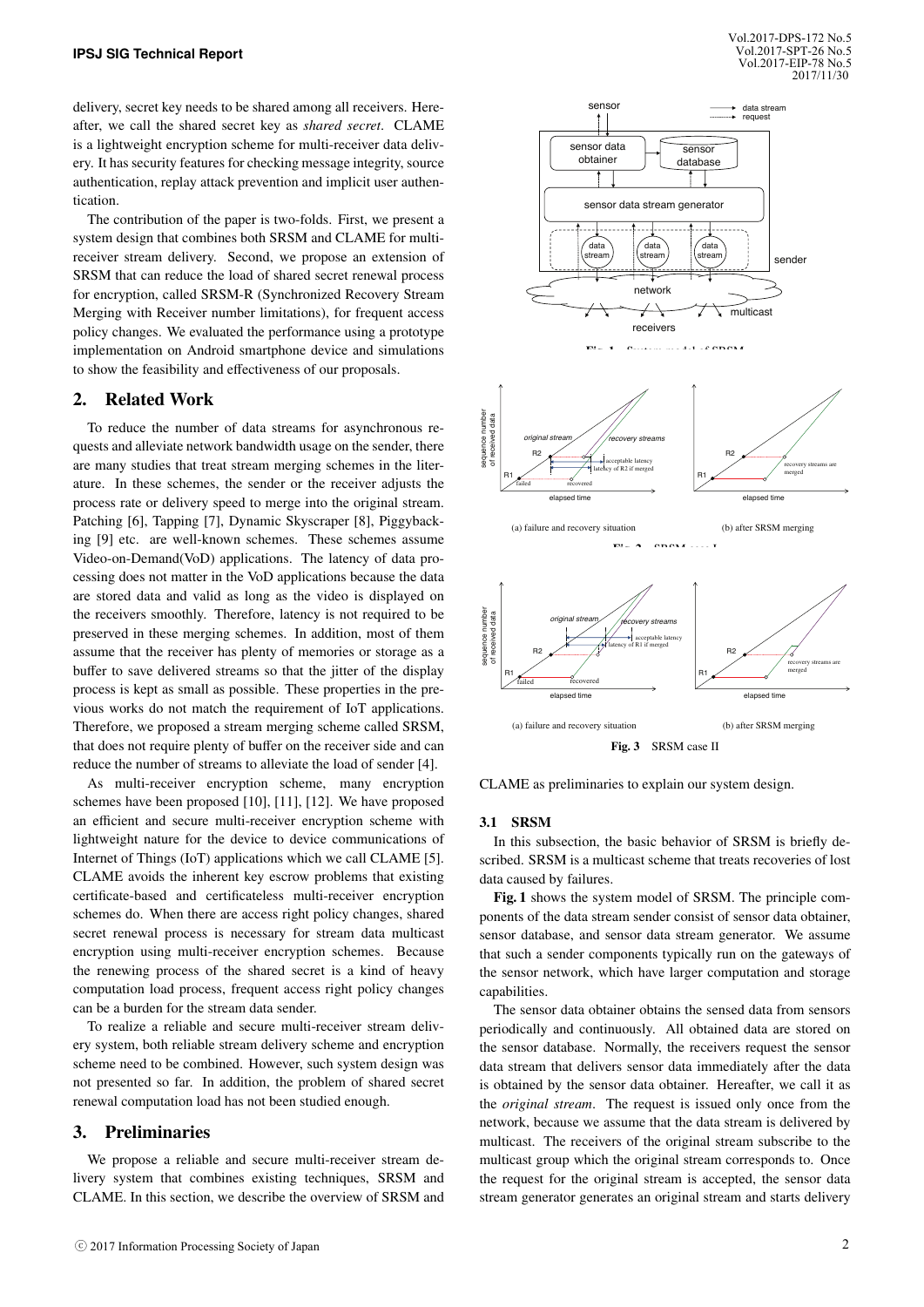delivery, secret key needs to be shared among all receivers. Hereafter, we call the shared secret key as *shared secret*. CLAME is a lightweight encryption scheme for multi-receiver data delivery. It has security features for checking message integrity, source authentication, replay attack prevention and implicit user authentication.

The contribution of the paper is two-folds. First, we present a system design that combines both SRSM and CLAME for multi-receiver stream delivery. Second, we propose an extension of SRSM that can reduce the load of shared secret renewal process for encryption, called SRSM-R (Synchronized Recovery Stream Merging with Receiver number limitations), for frequent access policy changes. We evaluated the performance using a prototype implementation on Android smartphone device and simulations to show the feasibility and effectiveness of our proposals.

## 2. Related Work

To reduce the number of data streams for asynchronous requests and alleviate network bandwidth usage on the sender, there are many studies that treat stream merging schemes in the literature. In these schemes, the sender or the receiver adjusts the process rate or delivery speed to merge into the original stream. Patching [6], Tapping [7], Dynamic Skyscraper [8], Piggybacking [9] etc. are well-known schemes. These schemes assume Video-on-Demand(VoD) applications. The latency of data processing does not matter in the VoD applications because the data are stored data and valid as long as the video is displayed on the receivers smoothly. Therefore, latency is not required to be preserved in these merging schemes. In addition, most of them assume that the receiver has plenty of memories or storage as a buffer to save delivered streams so that the jitter of the display process is kept as small as possible. These properties in the previous works do not match the requirement of IoT applications. Therefore, we proposed a stream merging scheme called SRSM, that does not require plenty of buffer on the receiver side and can reduce the number of streams to alleviate the load of sender [4].

As multi-receiver encryption scheme, many encryption schemes have been proposed [10], [11], [12]. We have proposed an efficient and secure multi-receiver encryption scheme with lightweight nature for the device to device communications of Internet of Things (IoT) applications which we call CLAME [5]. CLAME avoids the inherent key escrow problems that existing certificate-based and certificateless multi-receiver encryption schemes do. When there are access right policy changes, shared secret renewal process is necessary for stream data multicast encryption using multi-receiver encryption schemes. Because the renewing process of the shared secret is a kind of heavy computation load process, frequent access right policy changes can be a burden for the stream data sender.

To realize a reliable and secure multi-receiver stream delivery system, both reliable stream delivery scheme and encryption scheme need to be combined. However, such system design was not presented so far. In addition, the problem of shared secret renewal computation load has not been studied enough.

## 3. Preliminaries

We propose a reliable and secure multi-receiver stream delivery system that combines existing techniques, SRSM and CLAME. In this section, we describe the overview of SRSM and CLAME as preliminaries to explain our system design.

Fig. 1 System model of SRSM

(a) failure and recovery situation (b) after SRSM merging

Fig. 2 SRSM case I

(a) failure and recovery situation (b) after SRSM merging

**Fig. 3** SRSM case II

### 3.1 SRSM

In this subsection, the basic behavior of SRSM is briefly described. SRSM is a multicast scheme that treats recoveries of lost data caused by failures.

**Fig. 1** shows the system model of SRSM. The principle components of the data stream sender consist of sensor data obtainer, sensor database, and sensor data stream generator. We assume that such a sender components typically run on the gateways of the sensor network, which have larger computation and storage capabilities.

The sensor data obtainer obtains the sensed data from sensors periodically and continuously. All obtained data are stored on the sensor database. Normally, the receivers request the sensor data stream that delivers sensor data immediately after the data is obtained by the sensor data obtainer. Hereafter, we call it as the *original stream*. The request is issued only once from the network, because we assume that the data stream is delivered by multicast. The receivers of the original stream subscribe to the multicast group which the original stream corresponds to. Once the request for the original stream is accepted, the sensor data stream generator generates an original stream and starts delivery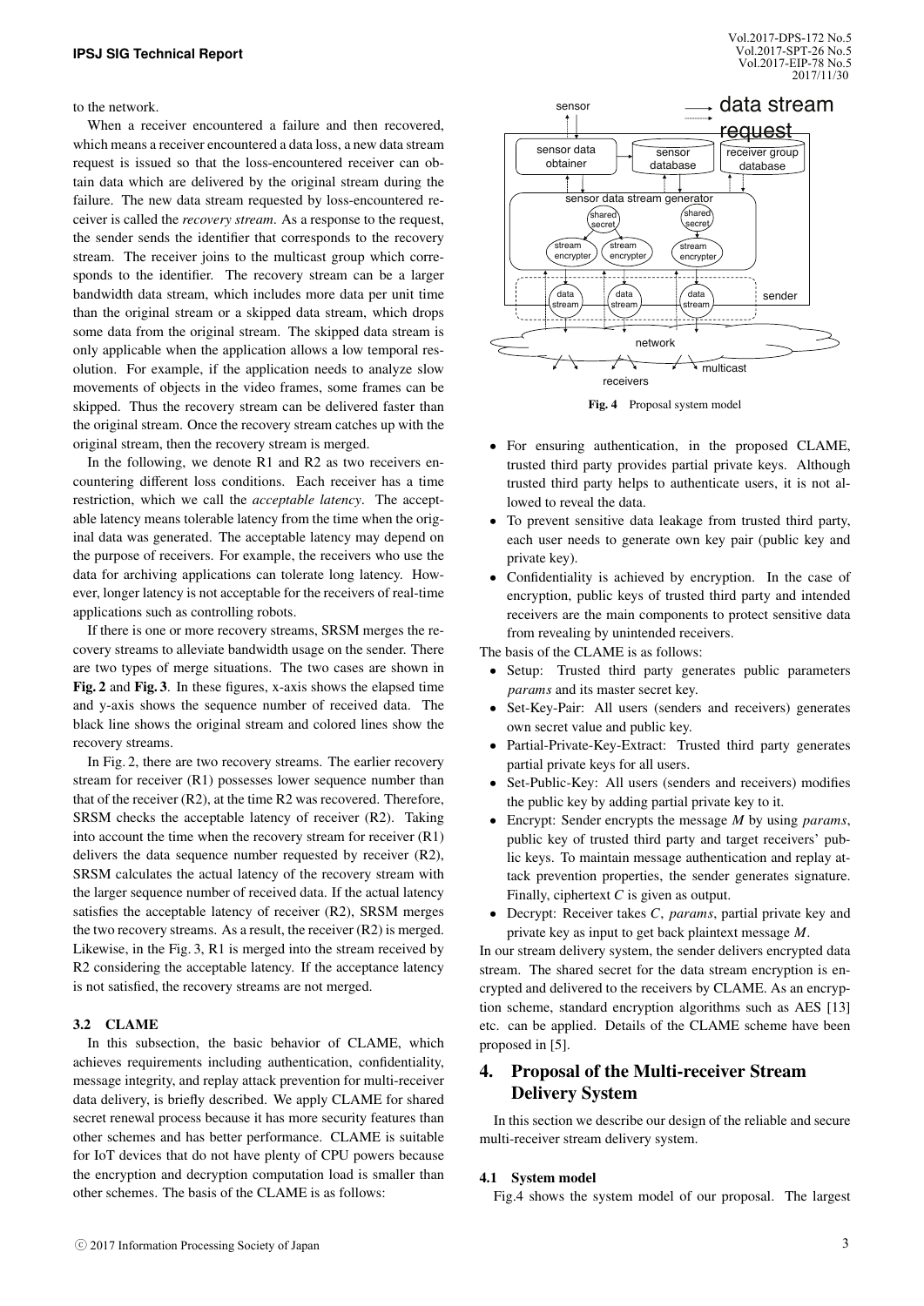to the network.

When a receiver encountered a failure and then recovered, which means a receiver encountered a data loss, a new data stream request is issued so that the loss-encountered receiver can obtain data which are delivered by the original stream during the failure. The new data stream requested by loss-encountered receiver is called the *recovery stream*. As a response to the request, the sender sends the identifier that corresponds to the recovery stream. The receiver joins to the multicast group which corresponds to the identifier. The recovery stream can be a larger bandwidth data stream, which includes more data per unit time than the original stream or a skipped data stream, which drops some data from the original stream. The skipped data stream is only applicable when the application allows a low temporal resolution. For example, if the application needs to analyze slow movements of objects in the video frames, some frames can be skipped. Thus the recovery stream can be delivered faster than the original stream. Once the recovery stream catches up with the original stream, then the recovery stream is merged.

In the following, we denote R1 and R2 as two receivers encountering different loss conditions. Each receiver has a time restriction, which we call the *acceptable latency*. The acceptable latency means tolerable latency from the time when the original data was generated. The acceptable latency may depend on the purpose of receivers. For example, the receivers who use the data for archiving applications can tolerate long latency. However, longer latency is not acceptable for the receivers of real-time applications such as controlling robots.

If there is one or more recovery streams, SRSM merges the recovery streams to alleviate bandwidth usage on the sender. There are two types of merge situations. The two cases are shown in **Fig. 2** and **Fig. 3**. In these figures, x-axis shows the elapsed time and y-axis shows the sequence number of received data. The black line shows the original stream and colored lines show the recovery streams.

In Fig. 2, there are two recovery streams. The earlier recovery stream for receiver (R1) possesses lower sequence number than that of the receiver (R2), at the time R2 was recovered. Therefore, SRSM checks the acceptable latency of receiver (R2). Taking into account the time when the recovery stream for receiver (R1) delivers the data sequence number requested by receiver (R2), SRSM calculates the actual latency of the recovery stream with the larger sequence number of received data. If the actual latency satisfies the acceptable latency of receiver (R2), SRSM merges the two recovery streams. As a result, the receiver (R2) is merged. Likewise, in the Fig. 3, R1 is merged into the stream received by R2 considering the acceptable latency. If the acceptance latency is not satisfied, the recovery streams are not merged.

### 3.2 CLAME

In this subsection, the basic behavior of CLAME, which achieves requirements including authentication, confidentiality, message integrity, and replay attack prevention for multi-receiver data delivery, is briefly described. We apply CLAME for shared secret renewal process because it has more security features than other schemes and has better performance. CLAME is suitable for IoT devices that do not have plenty of CPU powers because the encryption and decryption computation load is smaller than other schemes. The basis of the CLAME is as follows:

- For ensuring authentication, in the proposed CLAME, trusted third party provides partial private keys. Although trusted third party helps to authenticate users, it is not allowed to reveal the data.
- To prevent sensitive data leakage from trusted third party, each user needs to generate own key pair (public key and private key).
- Confidentiality is achieved by encryption. In the case of encryption, public keys of trusted third party and intended receivers are the main components to protect sensitive data from revealing by unintended receivers.

The basis of the CLAME is as follows:

- Setup: Trusted third party generates public parameters *params* and its master secret key.
- Set-Key-Pair: All users (senders and receivers) generates own secret value and public key.
- Partial-Private-Key-Extract: Trusted third party generates partial private keys for all users.
- Set-Public-Key: All users (senders and receivers) modifies the public key by adding partial private key to it.
- Encrypt: Sender encrypts the message $M$ by using *params*, public key of trusted third party and target receivers' public keys. To maintain message authentication and replay attack prevention properties, the sender generates signature. Finally, ciphertext $C$ is given as output.
- Decrypt: Receiver takes $C$, *params*, partial private key and private key as input to get back plaintext message $M$.

In our stream delivery system, the sender delivers encrypted data stream. The shared secret for the data stream encryption is encrypted and delivered to the receivers by CLAME. As an encryption scheme, standard encryption algorithms such as AES [13] etc. can be applied. Details of the CLAME scheme have been proposed in [5].

**Fig. 4** Proposal system model

## 4. Proposal of the Multi-receiver Stream Delivery System

In this section we describe our design of the reliable and secure multi-receiver stream delivery system.

### 4.1 System model

Fig.4 shows the system model of our proposal. The largest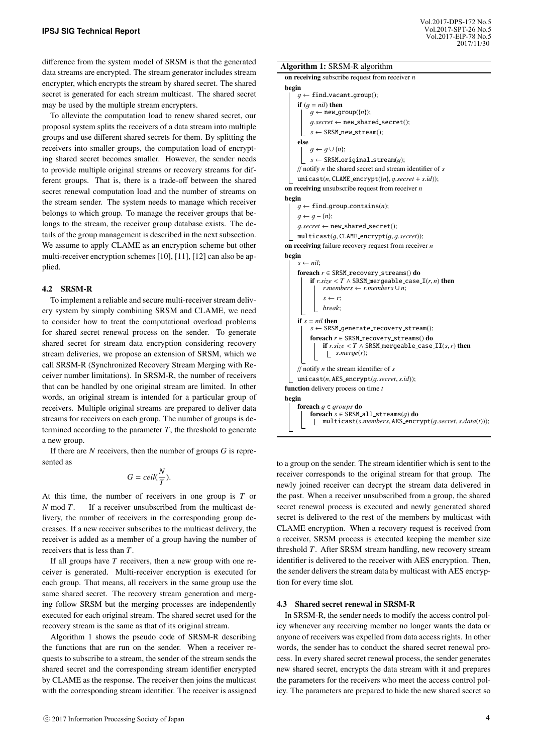difference from the system model of SRSM is that the generated data streams are encrypted. The stream generator includes stream encrypter, which encrypts the stream by shared secret. The shared secret is generated for each stream multicast. The shared secret may be used by the multiple stream encrypters.

To alleviate the computation load to renew shared secret, our proposal system splits the receivers of a data stream into multiple groups and use different shared secrets for them. By splitting the receivers into smaller groups, the computation load of encrypting shared secret becomes smaller. However, the sender needs to provide multiple original streams or recovery streams for different groups. That is, there is a trade-off between the shared secret renewal computation load and the number of streams on the stream sender. The system needs to manage which receiver belongs to which group. To manage the receiver groups that belongs to the stream, the receiver group database exists. The details of the group management is described in the next subsection. We assume to apply CLAME as an encryption scheme but other multi-receiver encryption schemes [10], [11], [12] can also be applied.

### 4.2 SRSM-R

To implement a reliable and secure multi-receiver stream delivery system by simply combining SRSM and CLAME, we need to consider how to treat the computational overload problems for shared secret renewal process on the sender. To generate shared secret for stream data encryption considering recovery stream deliveries, we propose an extension of SRSM, which we call SRSM-R (Synchronized Recovery Stream Merging with Receiver number limitations). In SRSM-R, the number of receivers that can be handled by one original stream are limited. In other words, an original stream is intended for a particular group of receivers. Multiple original streams are prepared to deliver data streams for receivers on each group. The number of groups is determined according to the parameter $T$, the threshold to generate a new group.

If there are $N$ receivers, then the number of groups $G$ is represented as

$$G = ceil(\frac{N}{T}).$$

At this time, the number of receivers in one group is $T$ or $N \bmod T$. If a receiver unsubscribed from the multicast delivery, the number of receivers in the corresponding group decreases. If a new receiver subscribes to the multicast delivery, the receiver is added as a member of a group having the number of receivers that is less than $T$.

If all groups have $T$ receivers, then a new group with one receiver is generated. Multi-receiver encryption is executed for each group. That means, all receivers in the same group use the same shared secret. The recovery stream generation and merging follow SRSM but the merging processes are independently executed for each original stream. The shared secret used for the recovery stream is the same as that of its original stream.

Algorithm 1 shows the pseudo code of SRSM-R describing the functions that are run on the sender. When a receiver requests to subscribe to a stream, the sender of the stream sends the shared secret and the corresponding stream identifier encrypted by CLAME as the response. The receiver then joins the multicast with the corresponding stream identifier. The receiver is assigned to a group on the sender. The stream identifier which is sent to the receiver corresponds to the original stream for that group. The newly joined receiver can decrypt the stream data delivered in the past. When a receiver unsubscribed from a group, the shared secret renewal process is executed and newly generated shared secret is delivered to the rest of the members by multicast with CLAME encryption. When a recovery request is received from a receiver, SRSM process is executed keeping the member size threshold $T$. After SRSM stream handling, new recovery stream identifier is delivered to the receiver with AES encryption. Then, the sender delivers the stream data by multicast with AES encryption for every time slot.

**Algorithm 1:** SRSM-R algorithm

```
on receiving subscribe request from receiver n
begin
    g ← find_vacant_group();
    if (g = nil) then
        g ← new_group({n});
        g.secret ← new_shared_secret();
        s ← SRSM_new_stream();
    else
        g ← g ∪ {n};
        s ← SRSM_original_stream(g);
    // notify n the shared secret and stream identifier of s
    unicast(n, CLAME_encrypt({n}, g.secret + s.id));
on receiving unsubscribe request from receiver n
begin
    g ← find_group_contains(n);
    g ← g − {n};
    g.secret ← new_shared_secret();
    multicast(g, CLAME_encrypt(g, g.secret));
on receiving failure recovery request from receiver n
begin
    s ← nil;
    foreach r ∈ SRSM_recovery_streams() do
        if r.size < T ∧ SRSM_mergeable_case_I(r, n) then
            r.members ← r.members ∪ n;
            s ← r;
            break;
    if s = nil then
        s ← SRSM_generate_recovery_stream();
        foreach r ∈ SRSM_recovery_streams() do
            if r.size < T ∧ SRSM_mergeable_case_II(s, r) then
                s.merge(r);
    // notify n the stream identifier of s
    unicast(n, AES_encrypt(g.secret, s.id));
function delivery process on time t
begin
    foreach g ∈ groups do
        foreach s ∈ SRSM_all_streams(g) do
            multicast(s.members, AES_encrypt(g.secret, s.data(t)));
```

### 4.3 Shared secret renewal in SRSM-R

In SRSM-R, the sender needs to modify the access control policy whenever any receiving member no longer wants the data or anyone of receivers was expelled from data access rights. In other words, the sender has to conduct the shared secret renewal process. In every shared secret renewal process, the sender generates new shared secret, encrypts the data stream with it and prepares the parameters for the receivers who meet the access control policy. The parameters are prepared to hide the new shared secret so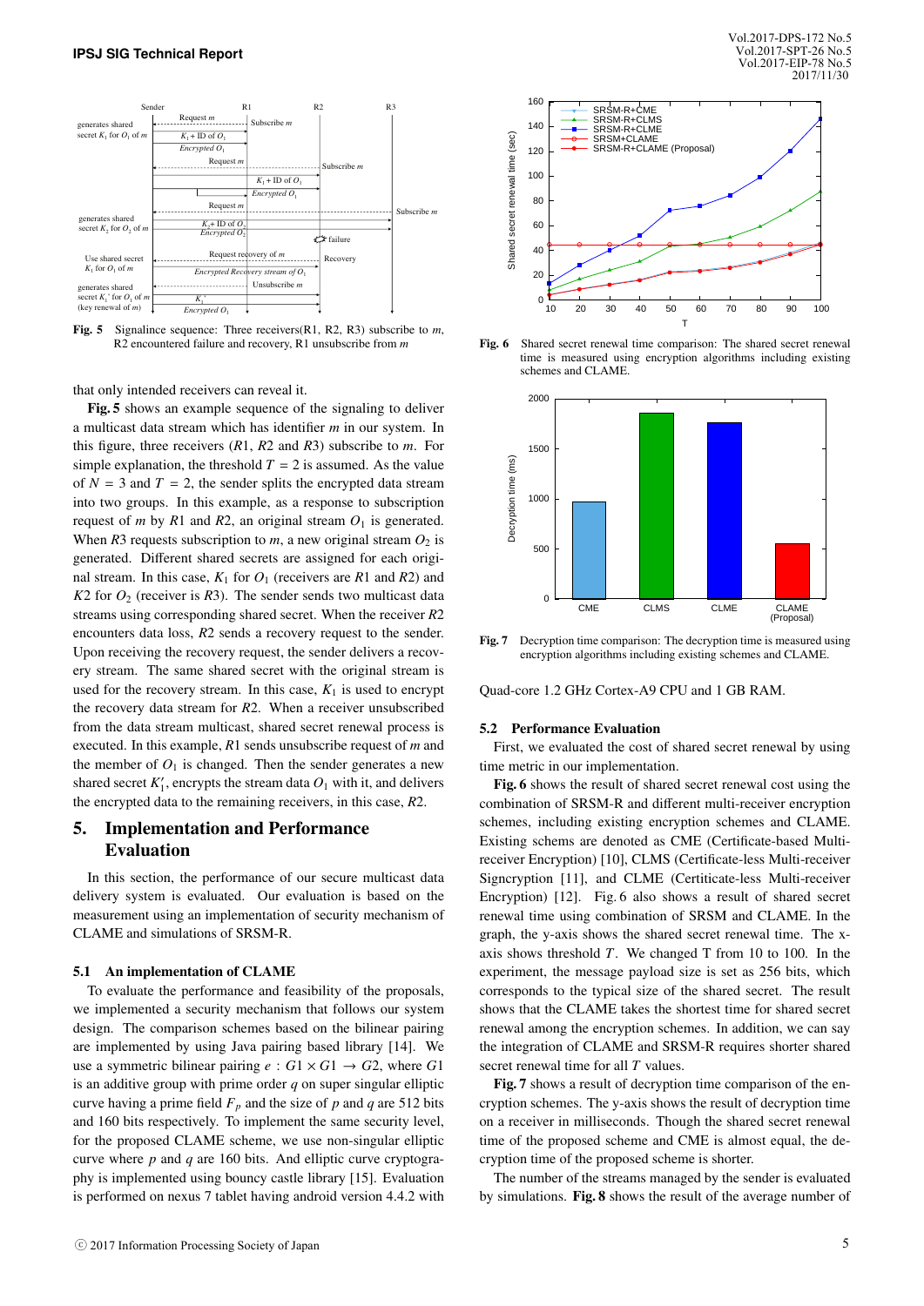Fig. 5 Signalince sequence: Three receivers(R1, R2, R3) subscribe to $m$, R2 encountered failure and recovery, R1 unsubscribe from $m$

that only intended receivers can reveal it.

**Fig. 5** shows an example sequence of the signaling to deliver a multicast data stream which has identifier $m$ in our system. In this figure, three receivers ($R1$, $R2$ and $R3$) subscribe to $m$. For simple explanation, the threshold $T = 2$ is assumed. As the value of $N = 3$ and $T = 2$, the sender splits the encrypted data stream into two groups. In this example, as a response to subscription request of $m$ by $R1$ and $R2$, an original stream $O_1$ is generated. When $R3$ requests subscription to $m$, a new original stream $O_2$ is generated. Different shared secrets are assigned for each original stream. In this case, $K_1$ for $O_1$ (receivers are $R1$ and $R2$) and $K2$ for $O_2$ (receiver is $R3$). The sender sends two multicast data streams using corresponding shared secret. When the receiver $R2$ encounters data loss, $R2$ sends a recovery request to the sender. Upon receiving the recovery request, the sender delivers a recovery stream. The same shared secret with the original stream is used for the recovery stream. In this case, $K_1$ is used to encrypt the recovery data stream for $R2$. When a receiver unsubscribed from the data stream multicast, shared secret renewal process is executed. In this example, $R1$ sends unsubscribe request of $m$ and the member of $O_1$ is changed. Then the sender generates a new shared secret $K_1'$, encrypts the stream data $O_1$ with it, and delivers the encrypted data to the remaining receivers, in this case, $R2$.

## 5. Implementation and Performance Evaluation

In this section, the performance of our secure multicast data delivery system is evaluated. Our evaluation is based on the measurement using an implementation of security mechanism of CLAME and simulations of SRSM-R.

### 5.1 An implementation of CLAME

To evaluate the performance and feasibility of the proposals, we implemented a security mechanism that follows our system design. The comparison schemes based on the bilinear pairing are implemented by using Java pairing based library [14]. We use a symmetric bilinear pairing $e : G1 \times G1 \rightarrow G2$, where $G1$ is an additive group with prime order $q$ on super singular elliptic curve having a prime field $F_p$ and the size of $p$ and $q$ are 512 bits and 160 bits respectively. To implement the same security level, for the proposed CLAME scheme, we use non-singular elliptic curve where $p$ and $q$ are 160 bits. And elliptic curve cryptography is implemented using bouncy castle library [15]. Evaluation is performed on nexus 7 tablet having android version 4.4.2 with Quad-core 1.2 GHz Cortex-A9 CPU and 1 GB RAM.

Fig. 6 Shared secret renewal time comparison: The shared secret renewal time is measured using encryption algorithms including existing schemes and CLAME.

Fig. 7 Decryption time comparison: The decryption time is measured using encryption algorithms including existing schemes and CLAME.

### 5.2 Performance Evaluation

First, we evaluated the cost of shared secret renewal by using time metric in our implementation.

**Fig. 6** shows the result of shared secret renewal cost using the combination of SRSM-R and different multi-receiver encryption schemes, including existing encryption schemes and CLAME. Existing schems are denoted as CME (Certificate-based Multi-receiver Encryption) [10], CLMS (Certificate-less Multi-receiver Signcryption [11], and CLME (Certiticate-less Multi-receiver Encryption) [12]. Fig. 6 also shows a result of shared secret renewal time using combination of SRSM and CLAME. In the graph, the y-axis shows the shared secret renewal time. The x-axis shows threshold $T$. We changed T from 10 to 100. In the experiment, the message payload size is set as 256 bits, which corresponds to the typical size of the shared secret. The result shows that the CLAME takes the shortest time for shared secret renewal among the encryption schemes. In addition, we can say the integration of CLAME and SRSM-R requires shorter shared secret renewal time for all $T$ values.

**Fig. 7** shows a result of decryption time comparison of the encryption schemes. The y-axis shows the result of decryption time on a receiver in milliseconds. Though the shared secret renewal time of the proposed scheme and CME is almost equal, the decryption time of the proposed scheme is shorter.

The number of the streams managed by the sender is evaluated by simulations. **Fig. 8** shows the result of the average number of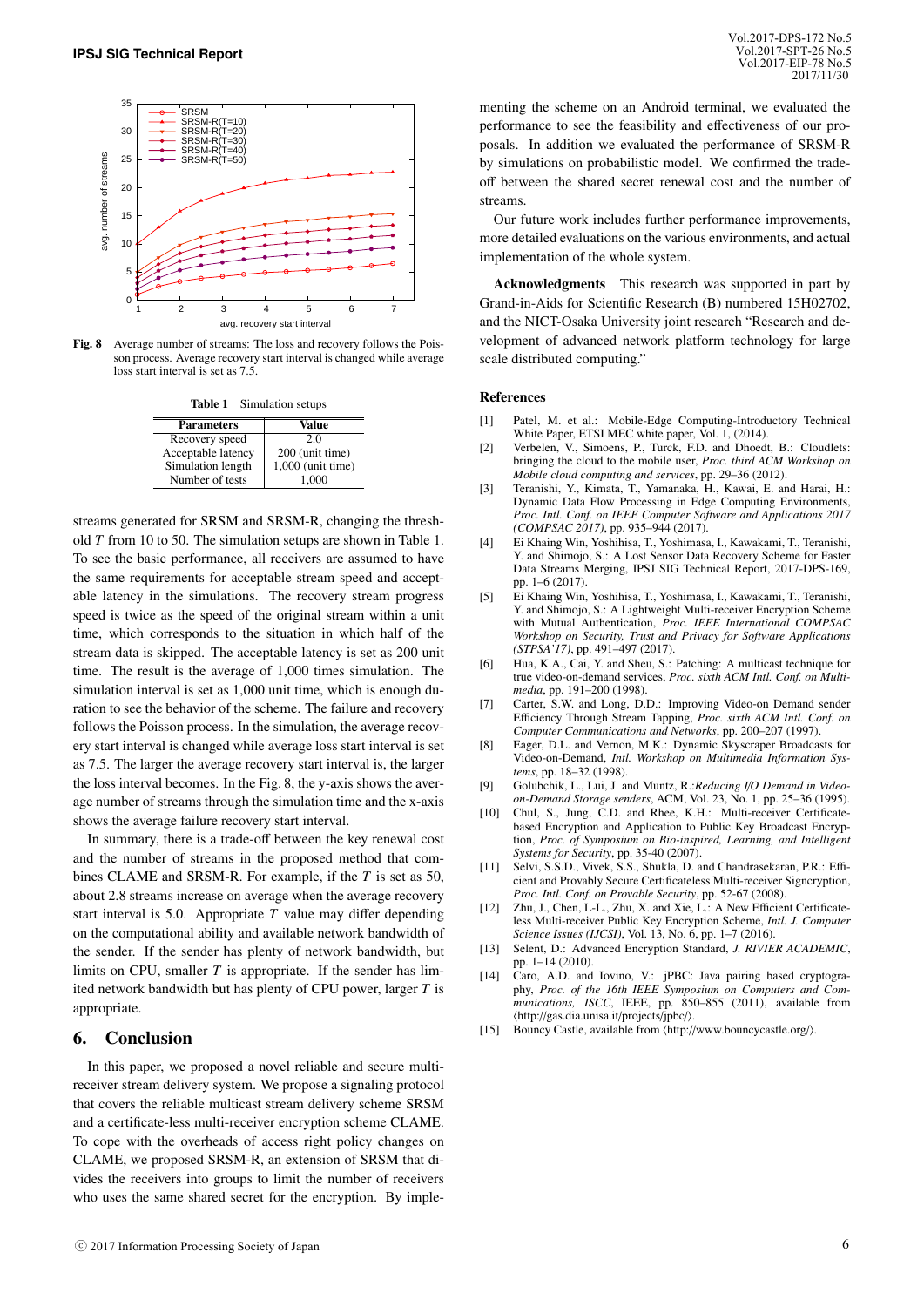35
30
25
20
15
10
5
0

avg. number of streams

1 2 3 4 5 6 7

avg. recovery start interval

SRSM
SRSM-R(T=10)
SRSM-R(T=20)
SRSM-R(T=30)
SRSM-R(T=40)
SRSM-R(T=50)

**Fig. 8** Average number of streams: The loss and recovery follows the Poisson process. Average recovery start interval is changed while average loss start interval is set as 7.5.

**Table 1** Simulation setups

| Parameters | Value |
|---|---|
| Recovery speed | 2.0 |
| Acceptable latency | 200 (unit time) |
| Simulation length | 1,000 (unit time) |
| Number of tests | 1,000 |

streams generated for SRSM and SRSM-R, changing the threshold $T$ from 10 to 50. The simulation setups are shown in Table 1. To see the basic performance, all receivers are assumed to have the same requirements for acceptable stream speed and acceptable latency in the simulations. The recovery stream progress speed is twice as the speed of the original stream within a unit time, which corresponds to the situation in which half of the stream data is skipped. The acceptable latency is set as 200 unit time. The result is the average of 1,000 times simulation. The simulation interval is set as 1,000 unit time, which is enough duration to see the behavior of the scheme. The failure and recovery follows the Poisson process. In the simulation, the average recovery start interval is changed while average loss start interval is set as 7.5. The larger the average recovery start interval is, the larger the loss interval becomes. In the Fig. 8, the y-axis shows the average number of streams through the simulation time and the x-axis shows the average failure recovery start interval.

In summary, there is a trade-off between the key renewal cost and the number of streams in the proposed method that combines CLAME and SRSM-R. For example, if the $T$ is set as 50, about 2.8 streams increase on average when the average recovery start interval is 5.0. Appropriate $T$ value may differ depending on the computational ability and available network bandwidth of the sender. If the sender has plenty of network bandwidth, but limits on CPU, smaller $T$ is appropriate. If the sender has limited network bandwidth but has plenty of CPU power, larger $T$ is appropriate.

## 6. Conclusion

In this paper, we proposed a novel reliable and secure multi-receiver stream delivery system. We propose a signaling protocol that covers the reliable multicast stream delivery scheme SRSM and a certificate-less multi-receiver encryption scheme CLAME. To cope with the overheads of access right policy changes on CLAME, we proposed SRSM-R, an extension of SRSM that divides the receivers into groups to limit the number of receivers who uses the same shared secret for the encryption. By implementing the scheme on an Android terminal, we evaluated the performance to see the feasibility and effectiveness of our proposals. In addition we evaluated the performance of SRSM-R by simulations on probabilistic model. We confirmed the trade-off between the shared secret renewal cost and the number of streams.

Our future work includes further performance improvements, more detailed evaluations on the various environments, and actual implementation of the whole system.

**Acknowledgments** This research was supported in part by Grand-in-Aids for Scientific Research (B) numbered 15H02702, and the NICT-Osaka University joint research "Research and development of advanced network platform technology for large scale distributed computing."

## References

[1] Patel, M. et al.: Mobile-Edge Computing-Introductory Technical White Paper, ETSI MEC white paper, Vol. 1, (2014).

[2] Verbelen, E., Simoens, P., Turck, F.D. and Dhoedt, B.: Cloudlets: bringing the cloud to the mobile user, *Proc. third ACM Workshop on Mobile cloud computing and services*, pp. 29–36 (2012).

[3] Teranishi, Y., Kimata, T., Yamanaka, H., Kawai, E. and Harai, H.: Dynamic Data Flow Processing in Edge Computing Environments, *Proc. Intl. Conf. on IEEE Computer Software and Applications 2017 (COMPSAC 2017)*, pp. 935–944 (2017).

[4] Ei Khaing Win, Yoshihisa, T., Yoshimasa, I., Kawakami, T., Teranishi, Y. and Shimojo, S.: A Lost Sensor Data Recovery Scheme for Faster Data Streams Merging, IPSJ SIG Technical Report, 2017-DPS-169, pp. 1–6 (2017).

[5] Ei Khaing Win, Yoshihisa, T., Yoshimasa, I., Kawakami, T., Teranishi, Y. and Shimojo, S.: A Lightweight Multi-receiver Encryption Scheme with Mutual Authentication, *Proc. IEEE International COMPSAC Workshop on Security, Trust and Privacy for Software Applications (STPSA'17)*, pp. 491–497 (2017).

[6] Hua, K.A., Cai, Y. and Sheu, S.: Patching: A multicast technique for true video-on-demand services, *Proc. sixth ACM Intl. Conf. on Multimedia*, pp. 191–200 (1998).

[7] Carter, S.W. and Long, D.D.: Improving Video-on Demand sender Efficiency Through Stream Tapping, *Proc. sixth ACM Intl. Conf. on Computer Communications and Networks*, pp. 200–207 (1997).

[8] Eager, D.L. and Vernon, M.K.: Dynamic Skyscraper Broadcasts for Video-on-Demand, *Intl. Workshop on Multimedia Information Systems*, pp. 18–32 (1998).

[9] Golubchik, L., Lui, J. and Muntz, R.:*Reducing I/O Demand in Video-on-Demand Storage senders*, ACM, Vol. 23, No. 1, pp. 25–36 (1995).

[10] Chul, S., Jung, C.D. and Rhee, K.H.: Multi-receiver Certificate-based Encryption and Application to Public Key Broadcast Encryption, *Proc. of Symposium on Bio-inspired, Learning, and Intelligent Systems for Security*, pp. 35-40 (2007).

[11] Selvi, S.S.D., Vivek, S.S., Shukla, D. and Chandrasekaran, P.R.: Efficient and Provably Secure Certificateless Multi-receiver Signcryption, *Proc. Intl. Conf. on Provable Security*, pp. 52-67 (2008).

[12] Zhu, J., Chen, L-L., Zhu, X. and Xie, L.: A New Efficient Certificate-less Multi-receiver Public Key Encryption Scheme, *Intl. J. Computer Science Issues (IJCSI)*, Vol. 13, No. 6, pp. 1–7 (2016).

[13] Selent, D.: Advanced Encryption Standard, *J. RIVIER ACADEMIC*, pp. 1–14 (2010).

[14] Caro, A.D. and Iovino, V.: jPBC: Java pairing based cryptography, *Proc. of the 16th IEEE Symposium on Computers and Communications, ISCC*, IEEE, pp. 850–855 (2011), available from ⟨http://gas.dia.unisa.it/projects/jpbc/⟩.

[15] Bouncy Castle, available from ⟨http://www.bouncycastle.org/⟩.